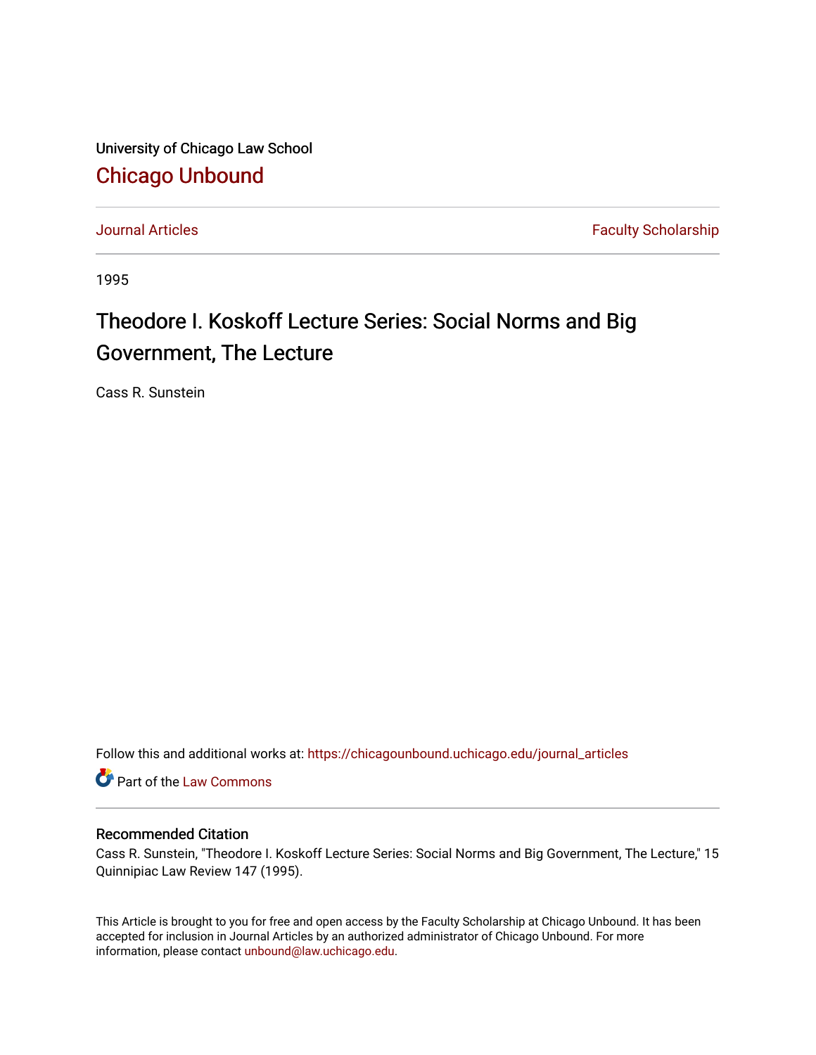University of Chicago Law School

# Chicago Unbound

Journal Articles | Faculty Scholarship

1995

## Theodore I. Koskoff Lecture Series: Social Norms and Big Government, The Lecture

Cass R. Sunstein

Follow this and additional works at: https://chicagounbound.uchicago.edu/journal_articles

Part of the Law Commons

### Recommended Citation

Cass R. Sunstein, "Theodore I. Koskoff Lecture Series: Social Norms and Big Government, The Lecture," 15 Quinnipiac Law Review 147 (1995).

This Article is brought to you for free and open access by the Faculty Scholarship at Chicago Unbound. It has been accepted for inclusion in Journal Articles by an authorized administrator of Chicago Unbound. For more information, please contact unbound@law.uchicago.edu.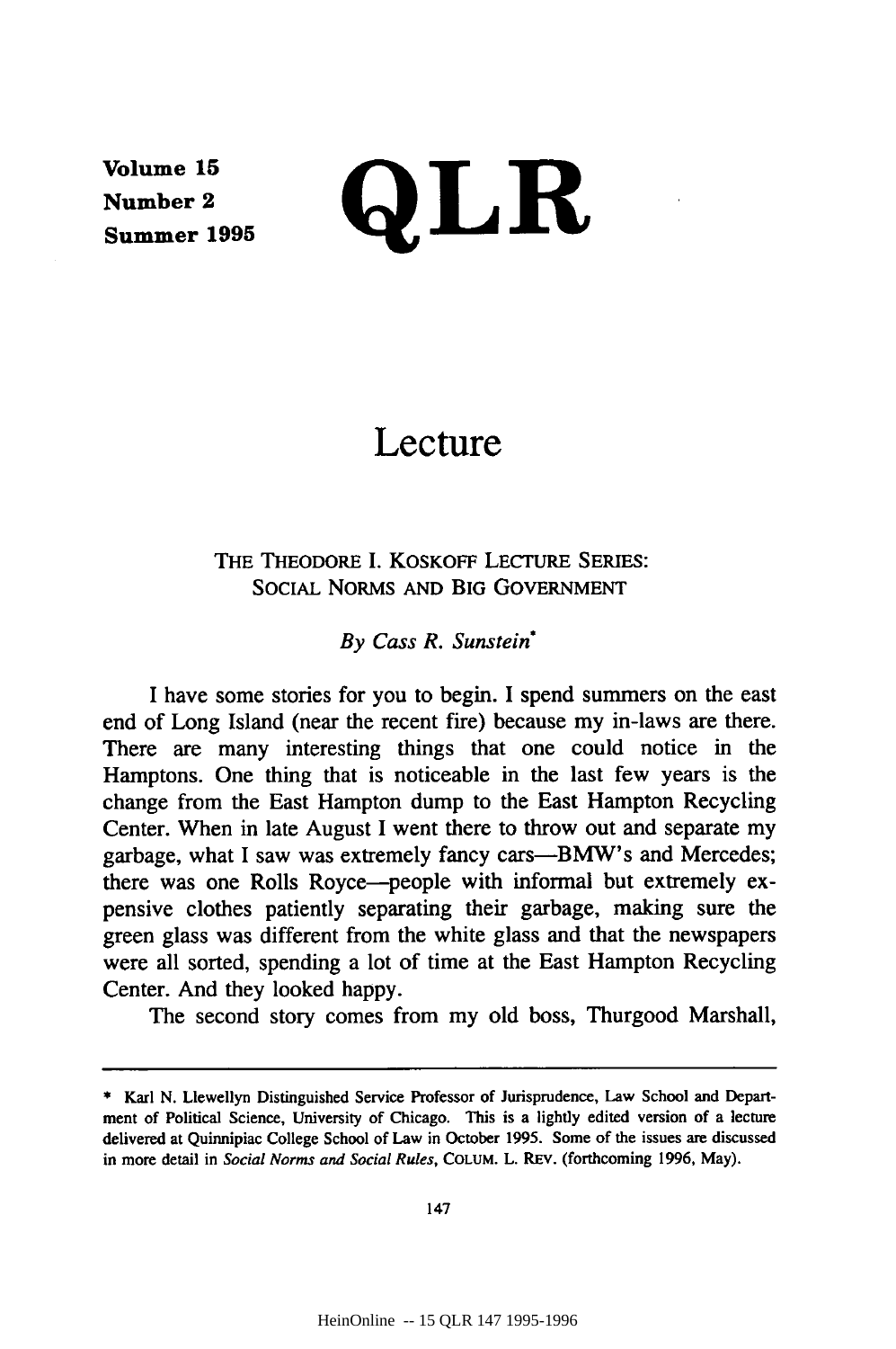**Volume 15**
**Number 2**
**Summer 1995**

# QLR

## Lecture

### THE THEODORE I. KOSKOFF LECTURE SERIES: SOCIAL NORMS AND BIG GOVERNMENT

*By Cass R. Sunstein*[*]

I have some stories for you to begin. I spend summers on the east end of Long Island (near the recent fire) because my in-laws are there. There are many interesting things that one could notice in the Hamptons. One thing that is noticeable in the last few years is the change from the East Hampton dump to the East Hampton Recycling Center. When in late August I went there to throw out and separate my garbage, what I saw was extremely fancy cars—BMW's and Mercedes; there was one Rolls Royce—people with informal but extremely expensive clothes patiently separating their garbage, making sure the green glass was different from the white glass and that the newspapers were all sorted, spending a lot of time at the East Hampton Recycling Center. And they looked happy.

The second story comes from my old boss, Thurgood Marshall,

---

[*] Karl N. Llewellyn Distinguished Service Professor of Jurisprudence, Law School and Department of Political Science, University of Chicago. This is a lightly edited version of a lecture delivered at Quinnipiac College School of Law in October 1995. Some of the issues are discussed in more detail in *Social Norms and Social Rules*, COLUM. L. REV. (forthcoming 1996, May).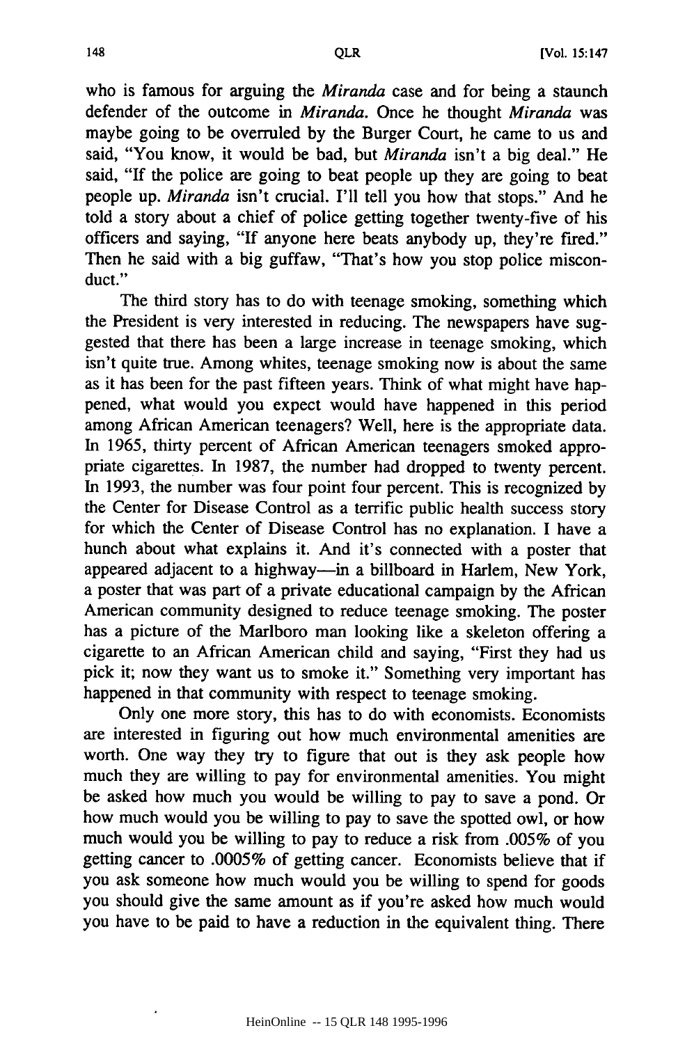who is famous for arguing the *Miranda* case and for being a staunch defender of the outcome in *Miranda*. Once he thought *Miranda* was maybe going to be overruled by the Burger Court, he came to us and said, "You know, it would be bad, but *Miranda* isn't a big deal." He said, "If the police are going to beat people up they are going to beat people up. *Miranda* isn't crucial. I'll tell you how that stops." And he told a story about a chief of police getting together twenty-five of his officers and saying, "If anyone here beats anybody up, they're fired." Then he said with a big guffaw, "That's how you stop police misconduct."

The third story has to do with teenage smoking, something which the President is very interested in reducing. The newspapers have suggested that there has been a large increase in teenage smoking, which isn't quite true. Among whites, teenage smoking now is about the same as it has been for the past fifteen years. Think of what might have happened, what would you expect would have happened in this period among African American teenagers? Well, here is the appropriate data. In 1965, thirty percent of African American teenagers smoked appropriate cigarettes. In 1987, the number had dropped to twenty percent. In 1993, the number was four point four percent. This is recognized by the Center for Disease Control as a terrific public health success story for which the Center of Disease Control has no explanation. I have a hunch about what explains it. And it's connected with a poster that appeared adjacent to a highway—in a billboard in Harlem, New York, a poster that was part of a private educational campaign by the African American community designed to reduce teenage smoking. The poster has a picture of the Marlboro man looking like a skeleton offering a cigarette to an African American child and saying, "First they had us pick it; now they want us to smoke it." Something very important has happened in that community with respect to teenage smoking.

Only one more story, this has to do with economists. Economists are interested in figuring out how much environmental amenities are worth. One way they try to figure that out is they ask people how much they are willing to pay for environmental amenities. You might be asked how much you would be willing to pay to save a pond. Or how much would you be willing to pay to save the spotted owl, or how much would you be willing to pay to reduce a risk from .005% of you getting cancer to .0005% of getting cancer. Economists believe that if you ask someone how much would you be willing to spend for goods you should give the same amount as if you're asked how much would you have to be paid to have a reduction in the equivalent thing. There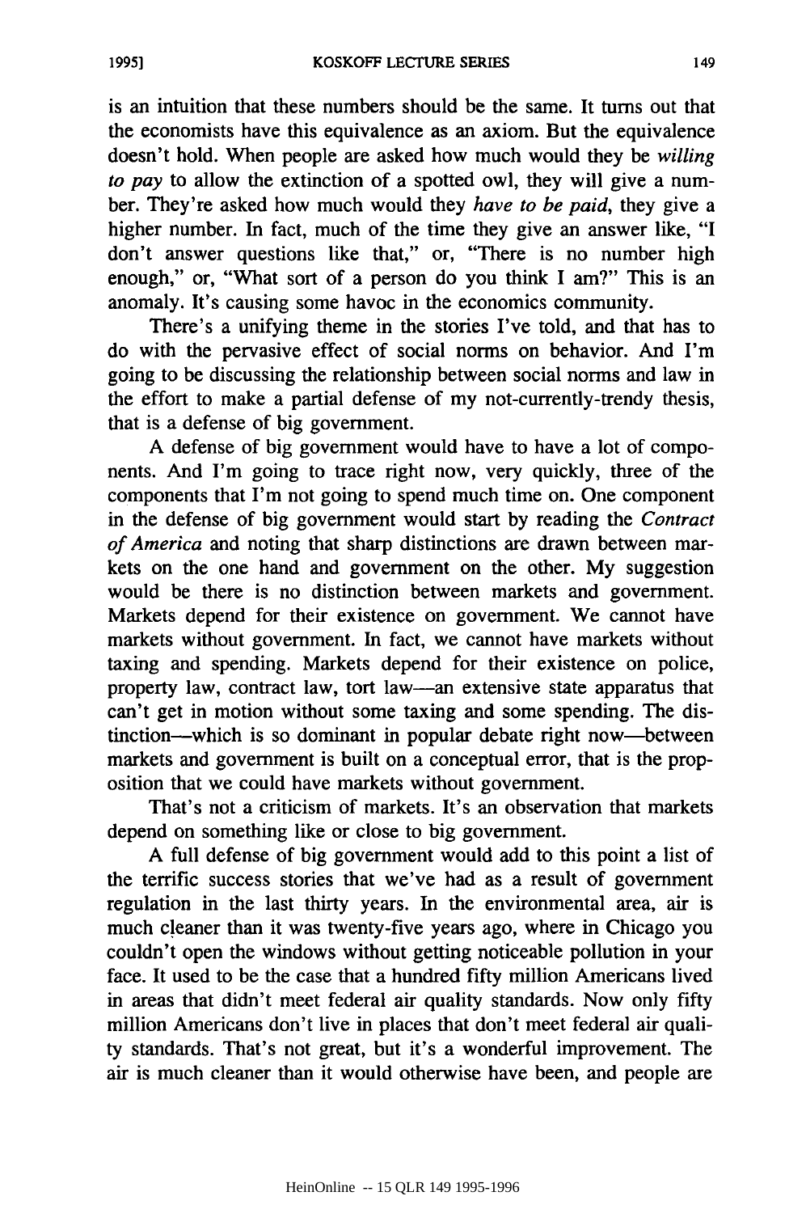is an intuition that these numbers should be the same. It turns out that the economists have this equivalence as an axiom. But the equivalence doesn't hold. When people are asked how much would they be *willing to pay* to allow the extinction of a spotted owl, they will give a number. They're asked how much would they *have to be paid*, they give a higher number. In fact, much of the time they give an answer like, "I don't answer questions like that," or, "There is no number high enough," or, "What sort of a person do you think I am?" This is an anomaly. It's causing some havoc in the economics community.

There's a unifying theme in the stories I've told, and that has to do with the pervasive effect of social norms on behavior. And I'm going to be discussing the relationship between social norms and law in the effort to make a partial defense of my not-currently-trendy thesis, that is a defense of big government.

A defense of big government would have to have a lot of components. And I'm going to trace right now, very quickly, three of the components that I'm not going to spend much time on. One component in the defense of big government would start by reading the *Contract of America* and noting that sharp distinctions are drawn between markets on the one hand and government on the other. My suggestion would be there is no distinction between markets and government. Markets depend for their existence on government. We cannot have markets without government. In fact, we cannot have markets without taxing and spending. Markets depend for their existence on police, property law, contract law, tort law—an extensive state apparatus that can't get in motion without some taxing and some spending. The distinction—which is so dominant in popular debate right now—between markets and government is built on a conceptual error, that is the proposition that we could have markets without government.

That's not a criticism of markets. It's an observation that markets depend on something like or close to big government.

A full defense of big government would add to this point a list of the terrific success stories that we've had as a result of government regulation in the last thirty years. In the environmental area, air is much cleaner than it was twenty-five years ago, where in Chicago you couldn't open the windows without getting noticeable pollution in your face. It used to be the case that a hundred fifty million Americans lived in areas that didn't meet federal air quality standards. Now only fifty million Americans don't live in places that don't meet federal air quality standards. That's not great, but it's a wonderful improvement. The air is much cleaner than it would otherwise have been, and people are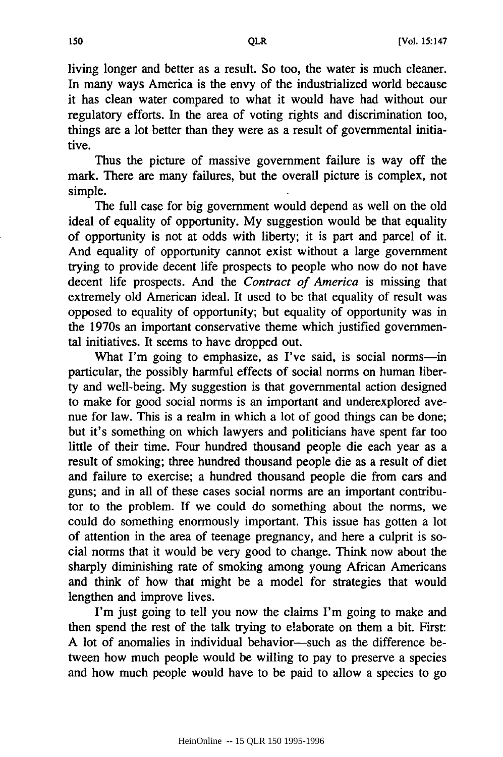living longer and better as a result. So too, the water is much cleaner. In many ways America is the envy of the industrialized world because it has clean water compared to what it would have had without our regulatory efforts. In the area of voting rights and discrimination too, things are a lot better than they were as a result of governmental initiative.

Thus the picture of massive government failure is way off the mark. There are many failures, but the overall picture is complex, not simple.

The full case for big government would depend as well on the old ideal of equality of opportunity. My suggestion would be that equality of opportunity is not at odds with liberty; it is part and parcel of it. And equality of opportunity cannot exist without a large government trying to provide decent life prospects to people who now do not have decent life prospects. And the *Contract of America* is missing that extremely old American ideal. It used to be that equality of result was opposed to equality of opportunity; but equality of opportunity was in the 1970s an important conservative theme which justified governmental initiatives. It seems to have dropped out.

What I'm going to emphasize, as I've said, is social norms—in particular, the possibly harmful effects of social norms on human liberty and well-being. My suggestion is that governmental action designed to make for good social norms is an important and underexplored avenue for law. This is a realm in which a lot of good things can be done; but it's something on which lawyers and politicians have spent far too little of their time. Four hundred thousand people die each year as a result of smoking; three hundred thousand people die as a result of diet and failure to exercise; a hundred thousand people die from cars and guns; and in all of these cases social norms are an important contributor to the problem. If we could do something about the norms, we could do something enormously important. This issue has gotten a lot of attention in the area of teenage pregnancy, and here a culprit is social norms that it would be very good to change. Think now about the sharply diminishing rate of smoking among young African Americans and think of how that might be a model for strategies that would lengthen and improve lives.

I'm just going to tell you now the claims I'm going to make and then spend the rest of the talk trying to elaborate on them a bit. First: A lot of anomalies in individual behavior—such as the difference between how much people would be willing to pay to preserve a species and how much people would have to be paid to allow a species to go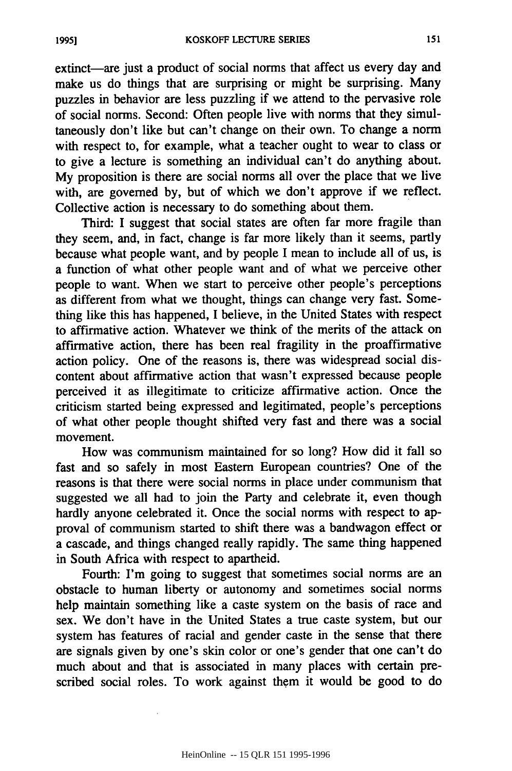extinct—are just a product of social norms that affect us every day and make us do things that are surprising or might be surprising. Many puzzles in behavior are less puzzling if we attend to the pervasive role of social norms. Second: Often people live with norms that they simultaneously don't like but can't change on their own. To change a norm with respect to, for example, what a teacher ought to wear to class or to give a lecture is something an individual can't do anything about. My proposition is there are social norms all over the place that we live with, are governed by, but of which we don't approve if we reflect. Collective action is necessary to do something about them.

Third: I suggest that social states are often far more fragile than they seem, and, in fact, change is far more likely than it seems, partly because what people want, and by people I mean to include all of us, is a function of what other people want and of what we perceive other people to want. When we start to perceive other people's perceptions as different from what we thought, things can change very fast. Something like this has happened, I believe, in the United States with respect to affirmative action. Whatever we think of the merits of the attack on affirmative action, there has been real fragility in the proaffirmative action policy. One of the reasons is, there was widespread social discontent about affirmative action that wasn't expressed because people perceived it as illegitimate to criticize affirmative action. Once the criticism started being expressed and legitimated, people's perceptions of what other people thought shifted very fast and there was a social movement.

How was communism maintained for so long? How did it fall so fast and so safely in most Eastern European countries? One of the reasons is that there were social norms in place under communism that suggested we all had to join the Party and celebrate it, even though hardly anyone celebrated it. Once the social norms with respect to approval of communism started to shift there was a bandwagon effect or a cascade, and things changed really rapidly. The same thing happened in South Africa with respect to apartheid.

Fourth: I'm going to suggest that sometimes social norms are an obstacle to human liberty or autonomy and sometimes social norms help maintain something like a caste system on the basis of race and sex. We don't have in the United States a true caste system, but our system has features of racial and gender caste in the sense that there are signals given by one's skin color or one's gender that one can't do much about and that is associated in many places with certain prescribed social roles. To work against them it would be good to do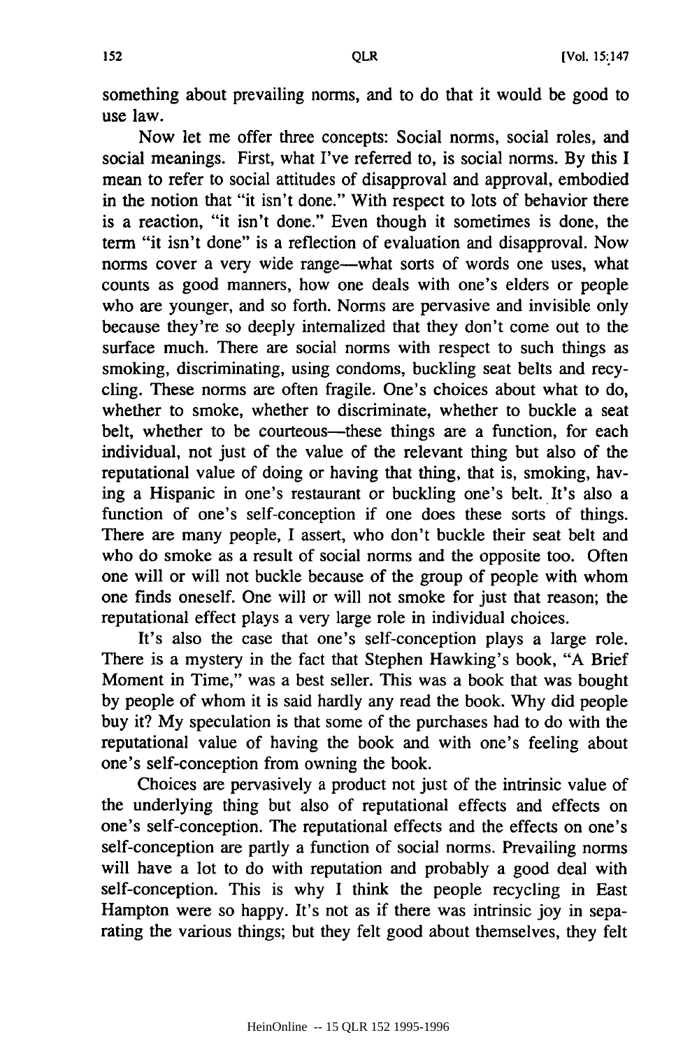something about prevailing norms, and to do that it would be good to use law.

Now let me offer three concepts: Social norms, social roles, and social meanings. First, what I've referred to, is social norms. By this I mean to refer to social attitudes of disapproval and approval, embodied in the notion that "it isn't done." With respect to lots of behavior there is a reaction, "it isn't done." Even though it sometimes is done, the term "it isn't done" is a reflection of evaluation and disapproval. Now norms cover a very wide range—what sorts of words one uses, what counts as good manners, how one deals with one's elders or people who are younger, and so forth. Norms are pervasive and invisible only because they're so deeply internalized that they don't come out to the surface much. There are social norms with respect to such things as smoking, discriminating, using condoms, buckling seat belts and recycling. These norms are often fragile. One's choices about what to do, whether to smoke, whether to discriminate, whether to buckle a seat belt, whether to be courteous—these things are a function, for each individual, not just of the value of the relevant thing but also of the reputational value of doing or having that thing, that is, smoking, having a Hispanic in one's restaurant or buckling one's belt. It's also a function of one's self-conception if one does these sorts of things. There are many people, I assert, who don't buckle their seat belt and who do smoke as a result of social norms and the opposite too. Often one will or will not buckle because of the group of people with whom one finds oneself. One will or will not smoke for just that reason; the reputational effect plays a very large role in individual choices.

It's also the case that one's self-conception plays a large role. There is a mystery in the fact that Stephen Hawking's book, "A Brief Moment in Time," was a best seller. This was a book that was bought by people of whom it is said hardly any read the book. Why did people buy it? My speculation is that some of the purchases had to do with the reputational value of having the book and with one's feeling about one's self-conception from owning the book.

Choices are pervasively a product not just of the intrinsic value of the underlying thing but also of reputational effects and effects on one's self-conception. The reputational effects and the effects on one's self-conception are partly a function of social norms. Prevailing norms will have a lot to do with reputation and probably a good deal with self-conception. This is why I think the people recycling in East Hampton were so happy. It's not as if there was intrinsic joy in separating the various things; but they felt good about themselves, they felt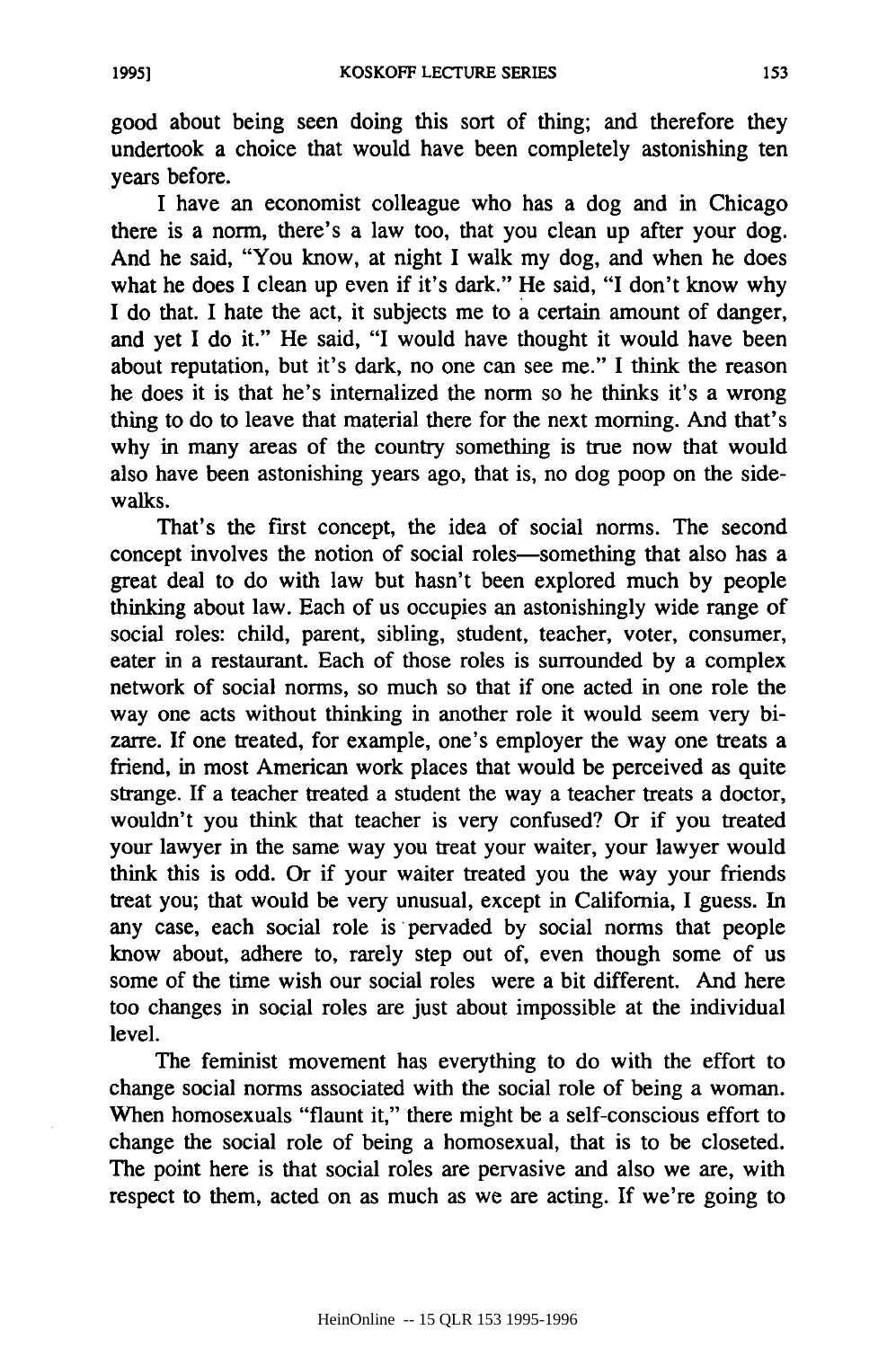good about being seen doing this sort of thing; and therefore they undertook a choice that would have been completely astonishing ten years before.

I have an economist colleague who has a dog and in Chicago there is a norm, there's a law too, that you clean up after your dog. And he said, "You know, at night I walk my dog, and when he does what he does I clean up even if it's dark." He said, "I don't know why I do that. I hate the act, it subjects me to a certain amount of danger, and yet I do it." He said, "I would have thought it would have been about reputation, but it's dark, no one can see me." I think the reason he does it is that he's internalized the norm so he thinks it's a wrong thing to do to leave that material there for the next morning. And that's why in many areas of the country something is true now that would also have been astonishing years ago, that is, no dog poop on the sidewalks.

That's the first concept, the idea of social norms. The second concept involves the notion of social roles—something that also has a great deal to do with law but hasn't been explored much by people thinking about law. Each of us occupies an astonishingly wide range of social roles: child, parent, sibling, student, teacher, voter, consumer, eater in a restaurant. Each of those roles is surrounded by a complex network of social norms, so much so that if one acted in one role the way one acts without thinking in another role it would seem very bizarre. If one treated, for example, one's employer the way one treats a friend, in most American work places that would be perceived as quite strange. If a teacher treated a student the way a teacher treats a doctor, wouldn't you think that teacher is very confused? Or if you treated your lawyer in the same way you treat your waiter, your lawyer would think this is odd. Or if your waiter treated you the way your friends treat you; that would be very unusual, except in California, I guess. In any case, each social role is pervaded by social norms that people know about, adhere to, rarely step out of, even though some of us some of the time wish our social roles were a bit different. And here too changes in social roles are just about impossible at the individual level.

The feminist movement has everything to do with the effort to change social norms associated with the social role of being a woman. When homosexuals "flaunt it," there might be a self-conscious effort to change the social role of being a homosexual, that is to be closeted. The point here is that social roles are pervasive and also we are, with respect to them, acted on as much as we are acting. If we're going to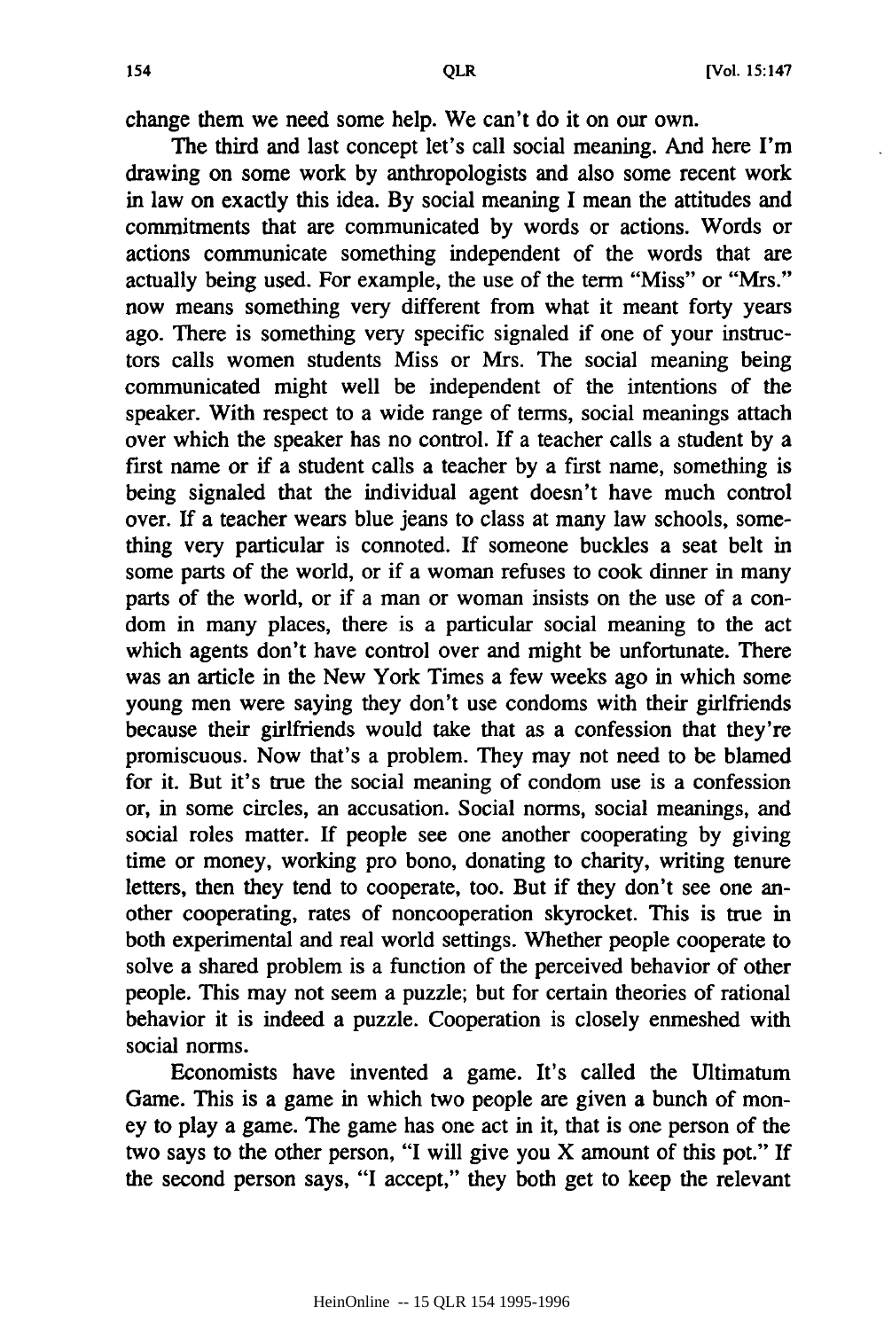change them we need some help. We can't do it on our own.

The third and last concept let's call social meaning. And here I'm drawing on some work by anthropologists and also some recent work in law on exactly this idea. By social meaning I mean the attitudes and commitments that are communicated by words or actions. Words or actions communicate something independent of the words that are actually being used. For example, the use of the term "Miss" or "Mrs." now means something very different from what it meant forty years ago. There is something very specific signaled if one of your instructors calls women students Miss or Mrs. The social meaning being communicated might well be independent of the intentions of the speaker. With respect to a wide range of terms, social meanings attach over which the speaker has no control. If a teacher calls a student by a first name or if a student calls a teacher by a first name, something is being signaled that the individual agent doesn't have much control over. If a teacher wears blue jeans to class at many law schools, something very particular is connoted. If someone buckles a seat belt in some parts of the world, or if a woman refuses to cook dinner in many parts of the world, or if a man or woman insists on the use of a condom in many places, there is a particular social meaning to the act which agents don't have control over and might be unfortunate. There was an article in the New York Times a few weeks ago in which some young men were saying they don't use condoms with their girlfriends because their girlfriends would take that as a confession that they're promiscuous. Now that's a problem. They may not need to be blamed for it. But it's true the social meaning of condom use is a confession or, in some circles, an accusation. Social norms, social meanings, and social roles matter. If people see one another cooperating by giving time or money, working pro bono, donating to charity, writing tenure letters, then they tend to cooperate, too. But if they don't see one another cooperating, rates of noncooperation skyrocket. This is true in both experimental and real world settings. Whether people cooperate to solve a shared problem is a function of the perceived behavior of other people. This may not seem a puzzle; but for certain theories of rational behavior it is indeed a puzzle. Cooperation is closely enmeshed with social norms.

Economists have invented a game. It's called the Ultimatum Game. This is a game in which two people are given a bunch of money to play a game. The game has one act in it, that is one person of the two says to the other person, "I will give you X amount of this pot." If the second person says, "I accept," they both get to keep the relevant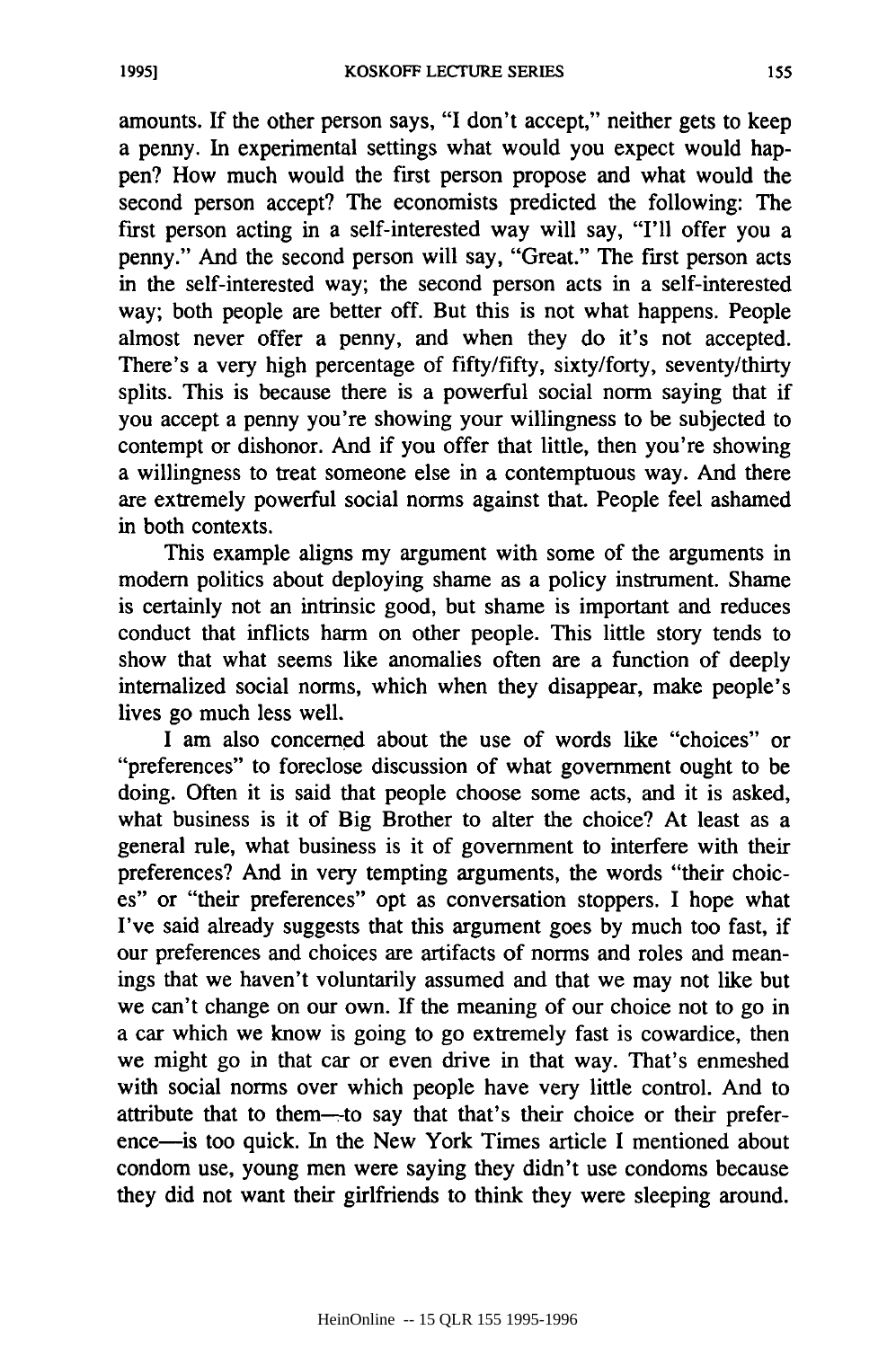amounts. If the other person says, "I don't accept," neither gets to keep a penny. In experimental settings what would you expect would happen? How much would the first person propose and what would the second person accept? The economists predicted the following: The first person acting in a self-interested way will say, "I'll offer you a penny." And the second person will say, "Great." The first person acts in the self-interested way; the second person acts in a self-interested way; both people are better off. But this is not what happens. People almost never offer a penny, and when they do it's not accepted. There's a very high percentage of fifty/fifty, sixty/forty, seventy/thirty splits. This is because there is a powerful social norm saying that if you accept a penny you're showing your willingness to be subjected to contempt or dishonor. And if you offer that little, then you're showing a willingness to treat someone else in a contemptuous way. And there are extremely powerful social norms against that. People feel ashamed in both contexts.

This example aligns my argument with some of the arguments in modern politics about deploying shame as a policy instrument. Shame is certainly not an intrinsic good, but shame is important and reduces conduct that inflicts harm on other people. This little story tends to show that what seems like anomalies often are a function of deeply internalized social norms, which when they disappear, make people's lives go much less well.

I am also concerned about the use of words like "choices" or "preferences" to foreclose discussion of what government ought to be doing. Often it is said that people choose some acts, and it is asked, what business is it of Big Brother to alter the choice? At least as a general rule, what business is it of government to interfere with their preferences? And in very tempting arguments, the words "their choices" or "their preferences" opt as conversation stoppers. I hope what I've said already suggests that this argument goes by much too fast, if our preferences and choices are artifacts of norms and roles and meanings that we haven't voluntarily assumed and that we may not like but we can't change on our own. If the meaning of our choice not to go in a car which we know is going to go extremely fast is cowardice, then we might go in that car or even drive in that way. That's enmeshed with social norms over which people have very little control. And to attribute that to them—to say that that's their choice or their preference—is too quick. In the New York Times article I mentioned about condom use, young men were saying they didn't use condoms because they did not want their girlfriends to think they were sleeping around.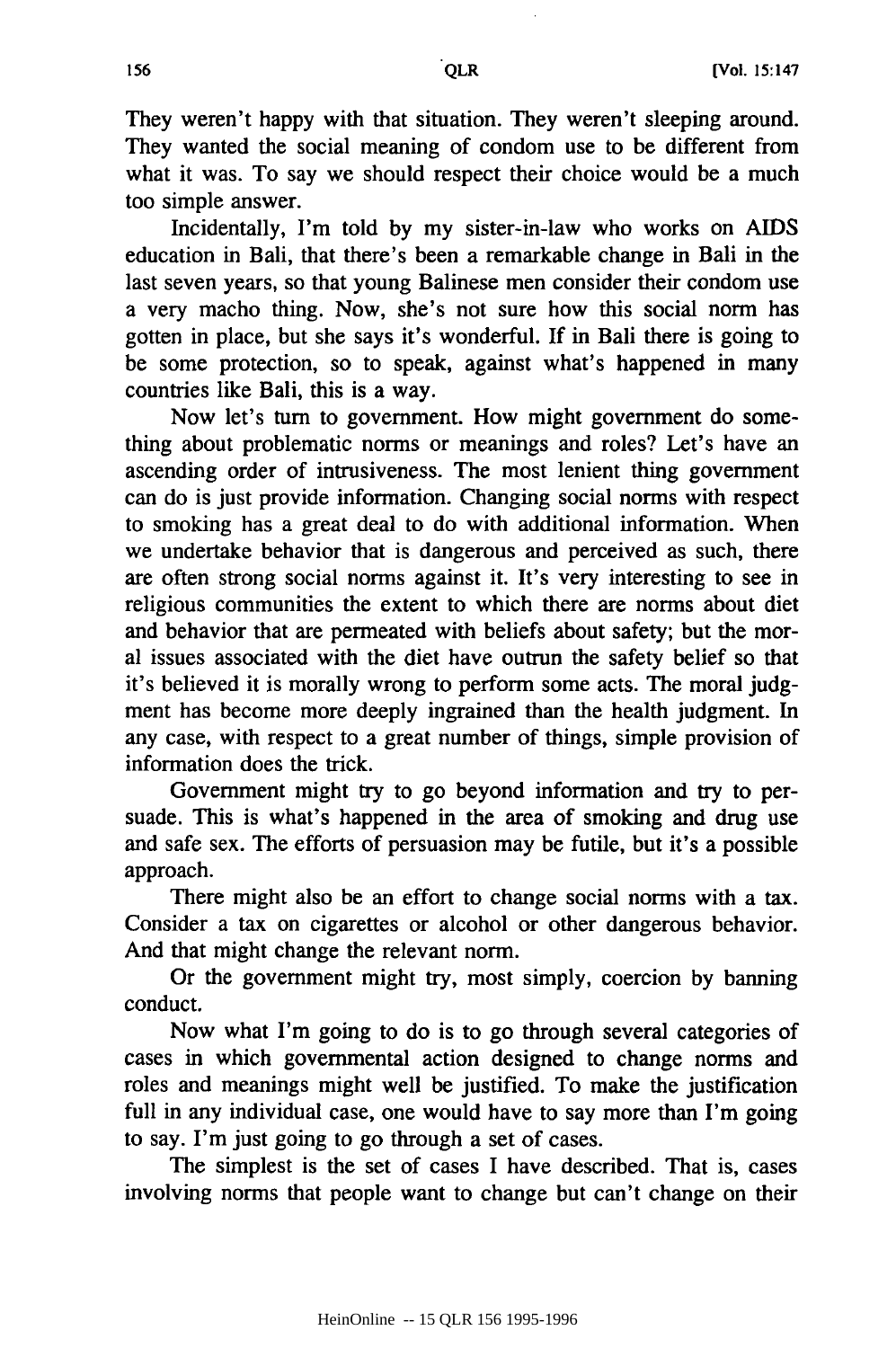They weren't happy with that situation. They weren't sleeping around. They wanted the social meaning of condom use to be different from what it was. To say we should respect their choice would be a much too simple answer.

Incidentally, I'm told by my sister-in-law who works on AIDS education in Bali, that there's been a remarkable change in Bali in the last seven years, so that young Balinese men consider their condom use a very macho thing. Now, she's not sure how this social norm has gotten in place, but she says it's wonderful. If in Bali there is going to be some protection, so to speak, against what's happened in many countries like Bali, this is a way.

Now let's turn to government. How might government do something about problematic norms or meanings and roles? Let's have an ascending order of intrusiveness. The most lenient thing government can do is just provide information. Changing social norms with respect to smoking has a great deal to do with additional information. When we undertake behavior that is dangerous and perceived as such, there are often strong social norms against it. It's very interesting to see in religious communities the extent to which there are norms about diet and behavior that are permeated with beliefs about safety; but the moral issues associated with the diet have outrun the safety belief so that it's believed it is morally wrong to perform some acts. The moral judgment has become more deeply ingrained than the health judgment. In any case, with respect to a great number of things, simple provision of information does the trick.

Government might try to go beyond information and try to persuade. This is what's happened in the area of smoking and drug use and safe sex. The efforts of persuasion may be futile, but it's a possible approach.

There might also be an effort to change social norms with a tax. Consider a tax on cigarettes or alcohol or other dangerous behavior. And that might change the relevant norm.

Or the government might try, most simply, coercion by banning conduct.

Now what I'm going to do is to go through several categories of cases in which governmental action designed to change norms and roles and meanings might well be justified. To make the justification full in any individual case, one would have to say more than I'm going to say. I'm just going to go through a set of cases.

The simplest is the set of cases I have described. That is, cases involving norms that people want to change but can't change on their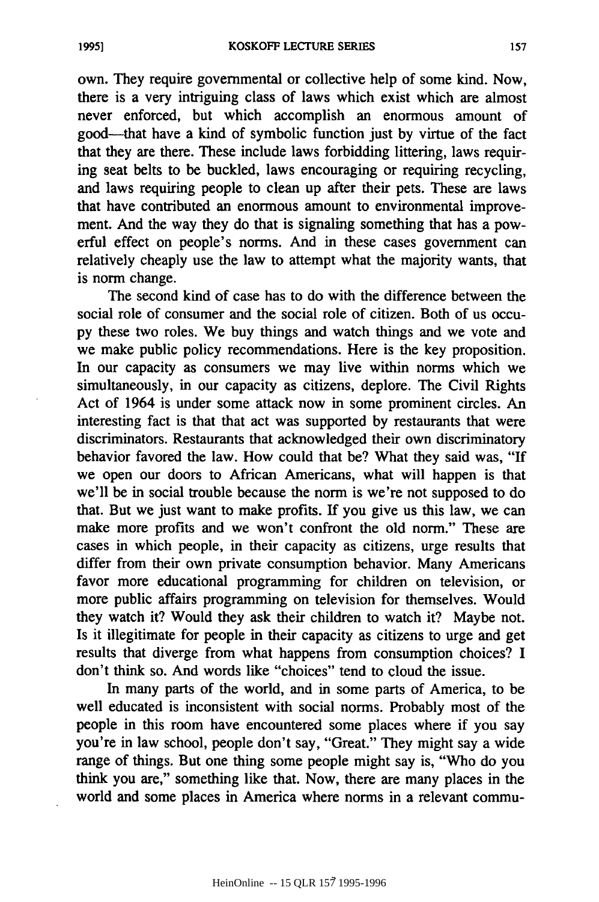own. They require governmental or collective help of some kind. Now, there is a very intriguing class of laws which exist which are almost never enforced, but which accomplish an enormous amount of good—that have a kind of symbolic function just by virtue of the fact that they are there. These include laws forbidding littering, laws requiring seat belts to be buckled, laws encouraging or requiring recycling, and laws requiring people to clean up after their pets. These are laws that have contributed an enormous amount to environmental improvement. And the way they do that is signaling something that has a powerful effect on people's norms. And in these cases government can relatively cheaply use the law to attempt what the majority wants, that is norm change.

The second kind of case has to do with the difference between the social role of consumer and the social role of citizen. Both of us occupy these two roles. We buy things and watch things and we vote and we make public policy recommendations. Here is the key proposition. In our capacity as consumers we may live within norms which we simultaneously, in our capacity as citizens, deplore. The Civil Rights Act of 1964 is under some attack now in some prominent circles. An interesting fact is that that act was supported by restaurants that were discriminators. Restaurants that acknowledged their own discriminatory behavior favored the law. How could that be? What they said was, "If we open our doors to African Americans, what will happen is that we'll be in social trouble because the norm is we're not supposed to do that. But we just want to make profits. If you give us this law, we can make more profits and we won't confront the old norm." These are cases in which people, in their capacity as citizens, urge results that differ from their own private consumption behavior. Many Americans favor more educational programming for children on television, or more public affairs programming on television for themselves. Would they watch it? Would they ask their children to watch it? Maybe not. Is it illegitimate for people in their capacity as citizens to urge and get results that diverge from what happens from consumption choices? I don't think so. And words like "choices" tend to cloud the issue.

In many parts of the world, and in some parts of America, to be well educated is inconsistent with social norms. Probably most of the people in this room have encountered some places where if you say you're in law school, people don't say, "Great." They might say a wide range of things. But one thing some people might say is, "Who do you think you are," something like that. Now, there are many places in the world and some places in America where norms in a relevant commu-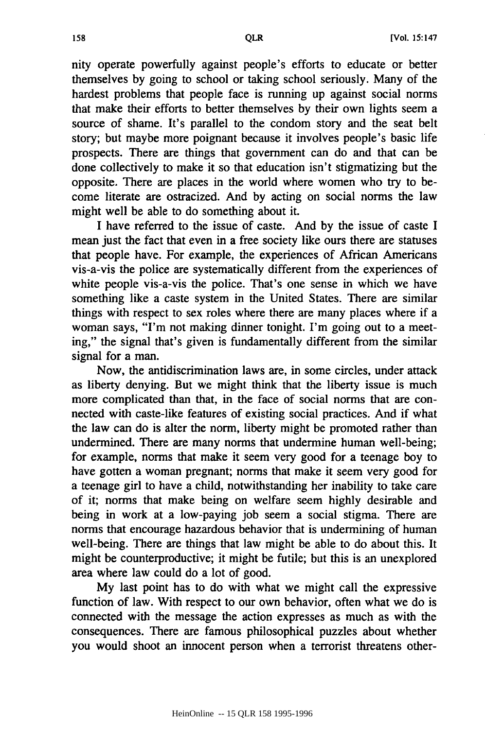nity operate powerfully against people's efforts to educate or better themselves by going to school or taking school seriously. Many of the hardest problems that people face is running up against social norms that make their efforts to better themselves by their own lights seem a source of shame. It's parallel to the condom story and the seat belt story; but maybe more poignant because it involves people's basic life prospects. There are things that government can do and that can be done collectively to make it so that education isn't stigmatizing but the opposite. There are places in the world where women who try to become literate are ostracized. And by acting on social norms the law might well be able to do something about it.

I have referred to the issue of caste. And by the issue of caste I mean just the fact that even in a free society like ours there are statuses that people have. For example, the experiences of African Americans vis-a-vis the police are systematically different from the experiences of white people vis-a-vis the police. That's one sense in which we have something like a caste system in the United States. There are similar things with respect to sex roles where there are many places where if a woman says, "I'm not making dinner tonight. I'm going out to a meeting," the signal that's given is fundamentally different from the similar signal for a man.

Now, the antidiscrimination laws are, in some circles, under attack as liberty denying. But we might think that the liberty issue is much more complicated than that, in the face of social norms that are connected with caste-like features of existing social practices. And if what the law can do is alter the norm, liberty might be promoted rather than undermined. There are many norms that undermine human well-being; for example, norms that make it seem very good for a teenage boy to have gotten a woman pregnant; norms that make it seem very good for a teenage girl to have a child, notwithstanding her inability to take care of it; norms that make being on welfare seem highly desirable and being in work at a low-paying job seem a social stigma. There are norms that encourage hazardous behavior that is undermining of human well-being. There are things that law might be able to do about this. It might be counterproductive; it might be futile; but this is an unexplored area where law could do a lot of good.

My last point has to do with what we might call the expressive function of law. With respect to our own behavior, often what we do is connected with the message the action expresses as much as with the consequences. There are famous philosophical puzzles about whether you would shoot an innocent person when a terrorist threatens other-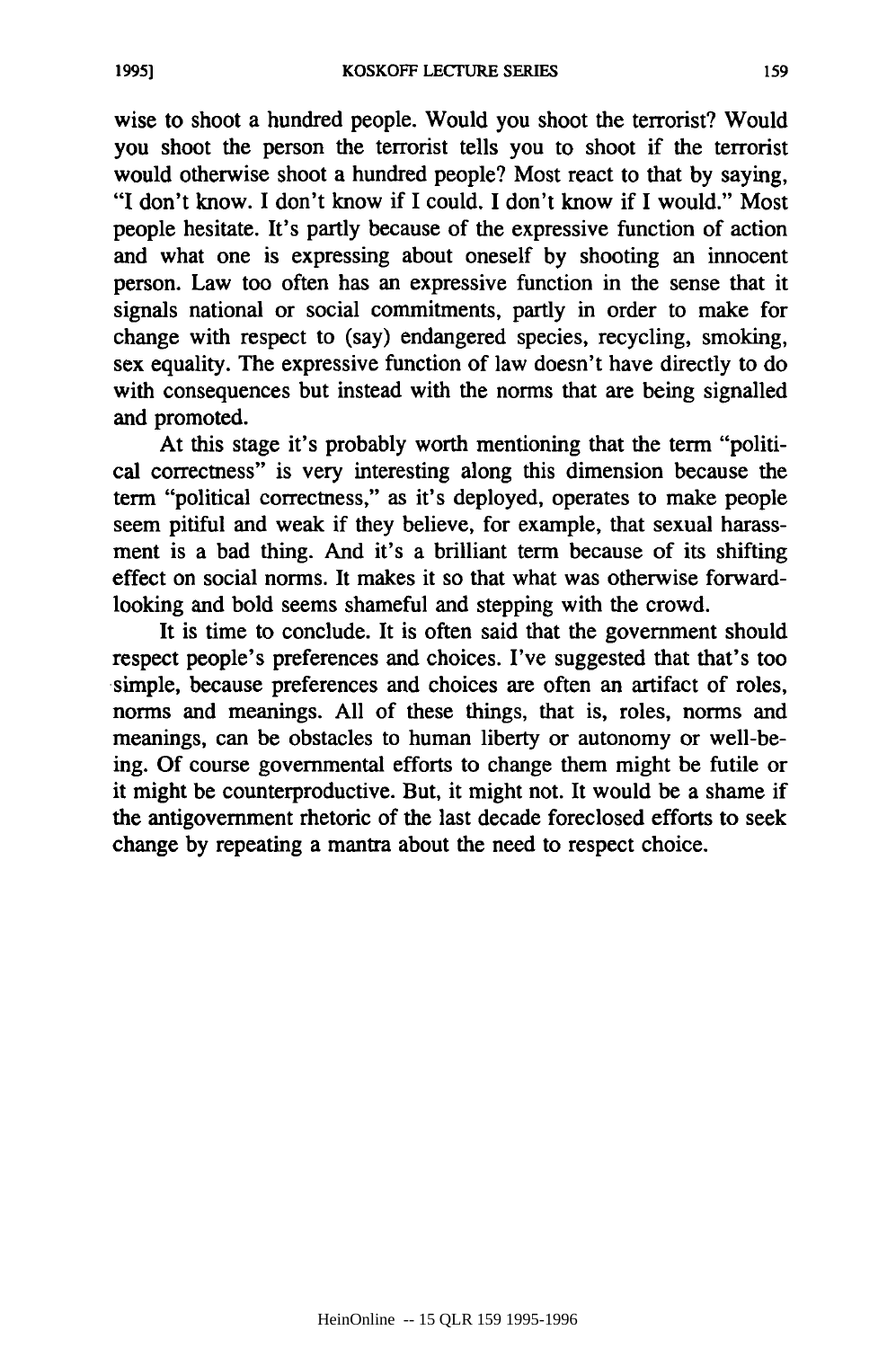wise to shoot a hundred people. Would you shoot the terrorist? Would you shoot the person the terrorist tells you to shoot if the terrorist would otherwise shoot a hundred people? Most react to that by saying, "I don't know. I don't know if I could. I don't know if I would." Most people hesitate. It's partly because of the expressive function of action and what one is expressing about oneself by shooting an innocent person. Law too often has an expressive function in the sense that it signals national or social commitments, partly in order to make for change with respect to (say) endangered species, recycling, smoking, sex equality. The expressive function of law doesn't have directly to do with consequences but instead with the norms that are being signalled and promoted.

At this stage it's probably worth mentioning that the term "political correctness" is very interesting along this dimension because the term "political correctness," as it's deployed, operates to make people seem pitiful and weak if they believe, for example, that sexual harassment is a bad thing. And it's a brilliant term because of its shifting effect on social norms. It makes it so that what was otherwise forward-looking and bold seems shameful and stepping with the crowd.

It is time to conclude. It is often said that the government should respect people's preferences and choices. I've suggested that that's too simple, because preferences and choices are often an artifact of roles, norms and meanings. All of these things, that is, roles, norms and meanings, can be obstacles to human liberty or autonomy or well-being. Of course governmental efforts to change them might be futile or it might be counterproductive. But, it might not. It would be a shame if the antigovernment rhetoric of the last decade foreclosed efforts to seek change by repeating a mantra about the need to respect choice.